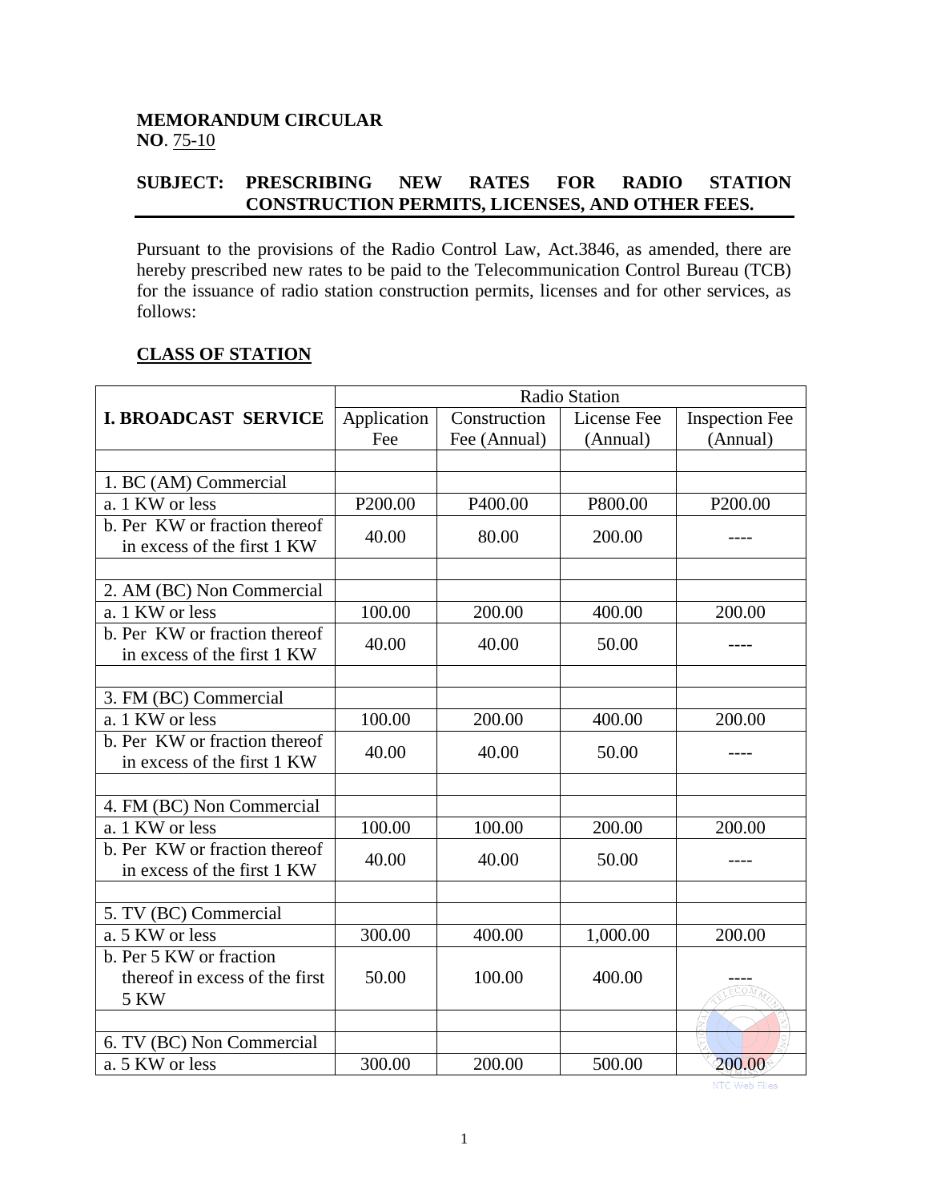**MEMORANDUM CIRCULAR**
**NO**. 75-10

**SUBJECT: PRESCRIBING NEW RATES FOR RADIO STATION CONSTRUCTION PERMITS, LICENSES, AND OTHER FEES.**

Pursuant to the provisions of the Radio Control Law, Act.3846, as amended, there are hereby prescribed new rates to be paid to the Telecommunication Control Bureau (TCB) for the issuance of radio station construction permits, licenses and for other services, as follows:

**CLASS OF STATION**

| | Radio Station | | | |
|---|---|---|---|---|
| **I. BROADCAST SERVICE** | Application Fee | Construction Fee (Annual) | License Fee (Annual) | Inspection Fee (Annual) |
| | | | | |
| 1. BC (AM) Commercial | | | | |
| a. 1 KW or less | P200.00 | P400.00 | P800.00 | P200.00 |
| b. Per KW or fraction thereof in excess of the first 1 KW | 40.00 | 80.00 | 200.00 | ---- |
| | | | | |
| 2. AM (BC) Non Commercial | | | | |
| a. 1 KW or less | 100.00 | 200.00 | 400.00 | 200.00 |
| b. Per KW or fraction thereof in excess of the first 1 KW | 40.00 | 40.00 | 50.00 | ---- |
| | | | | |
| 3. FM (BC) Commercial | | | | |
| a. 1 KW or less | 100.00 | 200.00 | 400.00 | 200.00 |
| b. Per KW or fraction thereof in excess of the first 1 KW | 40.00 | 40.00 | 50.00 | ---- |
| | | | | |
| 4. FM (BC) Non Commercial | | | | |
| a. 1 KW or less | 100.00 | 100.00 | 200.00 | 200.00 |
| b. Per KW or fraction thereof in excess of the first 1 KW | 40.00 | 40.00 | 50.00 | ---- |
| | | | | |
| 5. TV (BC) Commercial | | | | |
| a. 5 KW or less | 300.00 | 400.00 | 1,000.00 | 200.00 |
| b. Per 5 KW or fraction thereof in excess of the first 5 KW | 50.00 | 100.00 | 400.00 | ---- |
| | | | | |
| 6. TV (BC) Non Commercial | | | | |
| a. 5 KW or less | 300.00 | 200.00 | 500.00 | 200.00 |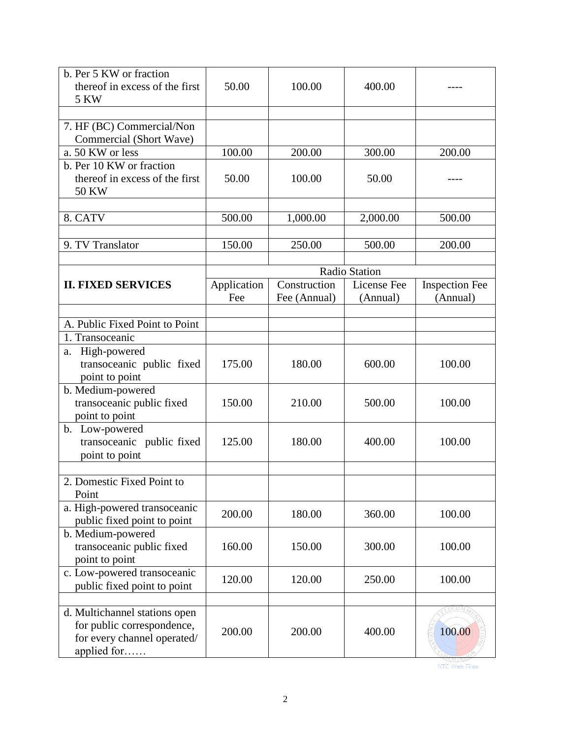| b. Per 5 KW or fraction thereof in excess of the first 5 KW | 50.00 | 100.00 | 400.00 | ---- |
| --- | --- | --- | --- | --- |
| | | | | |
| 7. HF (BC) Commercial/Non Commercial (Short Wave) | | | | |
| a. 50 KW or less | 100.00 | 200.00 | 300.00 | 200.00 |
| b. Per 10 KW or fraction thereof in excess of the first 50 KW | 50.00 | 100.00 | 50.00 | ---- |
| | | | | |
| 8. CATV | 500.00 | 1,000.00 | 2,000.00 | 500.00 |
| | | | | |
| 9. TV Translator | 150.00 | 250.00 | 500.00 | 200.00 |
| | | | | |

| **II. FIXED SERVICES** | Radio Station | | | |
| --- | --- | --- | --- | --- |
| | Application Fee | Construction Fee (Annual) | License Fee (Annual) | Inspection Fee (Annual) |
| | | | | |
| A. Public Fixed Point to Point | | | | |
| 1. Transoceanic | | | | |
| a. High-powered transoceanic public fixed point to point | 175.00 | 180.00 | 600.00 | 100.00 |
| b. Medium-powered transoceanic public fixed point to point | 150.00 | 210.00 | 500.00 | 100.00 |
| b. Low-powered transoceanic public fixed point to point | 125.00 | 180.00 | 400.00 | 100.00 |
| | | | | |
| 2. Domestic Fixed Point to Point | | | | |
| a. High-powered transoceanic public fixed point to point | 200.00 | 180.00 | 360.00 | 100.00 |
| b. Medium-powered transoceanic public fixed point to point | 160.00 | 150.00 | 300.00 | 100.00 |
| c. Low-powered transoceanic public fixed point to point | 120.00 | 120.00 | 250.00 | 100.00 |
| | | | | |
| d. Multichannel stations open for public correspondence, for every channel operated/ applied for…… | 200.00 | 200.00 | 400.00 | 100.00 |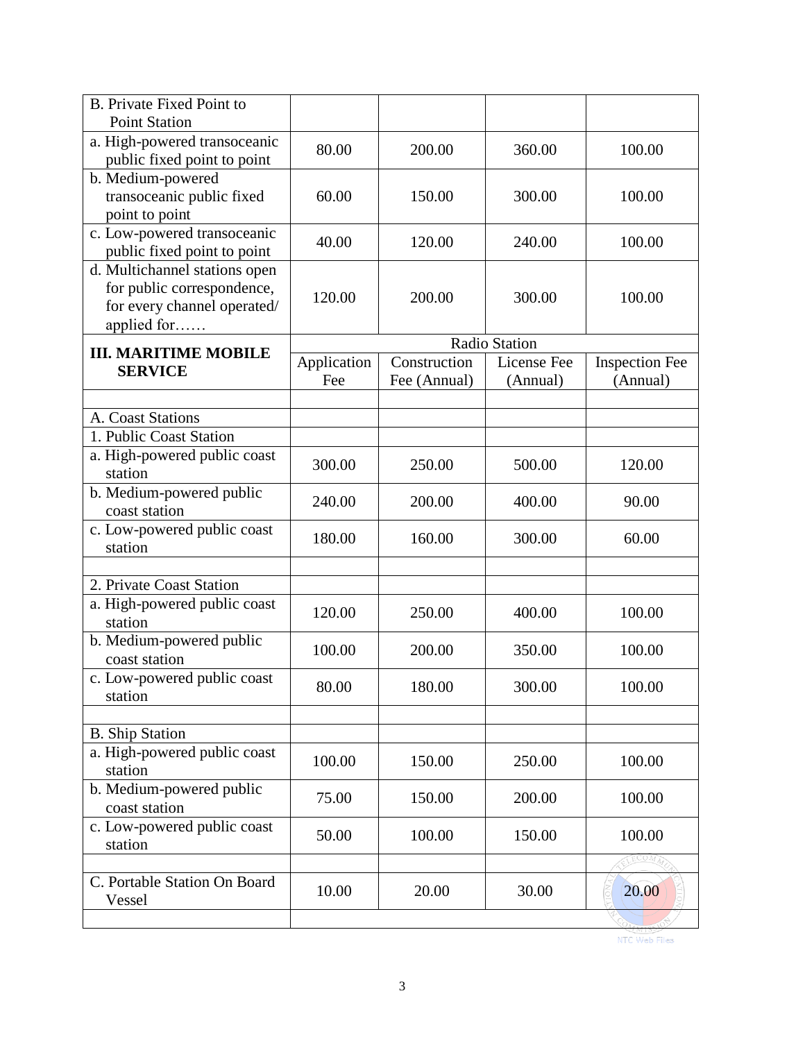| B. Private Fixed Point to Point Station | | | | |
|---|---|---|---|---|
| a. High-powered transoceanic public fixed point to point | 80.00 | 200.00 | 360.00 | 100.00 |
| b. Medium-powered transoceanic public fixed point to point | 60.00 | 150.00 | 300.00 | 100.00 |
| c. Low-powered transoceanic public fixed point to point | 40.00 | 120.00 | 240.00 | 100.00 |
| d. Multichannel stations open for public correspondence, for every channel operated/ applied for…… | 120.00 | 200.00 | 300.00 | 100.00 |
| **III. MARITIME MOBILE SERVICE** | Radio Station | | | |
| | Application Fee | Construction Fee (Annual) | License Fee (Annual) | Inspection Fee (Annual) |
| | | | | |
| A. Coast Stations | | | | |
| 1. Public Coast Station | | | | |
| a. High-powered public coast station | 300.00 | 250.00 | 500.00 | 120.00 |
| b. Medium-powered public coast station | 240.00 | 200.00 | 400.00 | 90.00 |
| c. Low-powered public coast station | 180.00 | 160.00 | 300.00 | 60.00 |
| | | | | |
| 2. Private Coast Station | | | | |
| a. High-powered public coast station | 120.00 | 250.00 | 400.00 | 100.00 |
| b. Medium-powered public coast station | 100.00 | 200.00 | 350.00 | 100.00 |
| c. Low-powered public coast station | 80.00 | 180.00 | 300.00 | 100.00 |
| | | | | |
| B. Ship Station | | | | |
| a. High-powered public coast station | 100.00 | 150.00 | 250.00 | 100.00 |
| b. Medium-powered public coast station | 75.00 | 150.00 | 200.00 | 100.00 |
| c. Low-powered public coast station | 50.00 | 100.00 | 150.00 | 100.00 |
| | | | | |
| C. Portable Station On Board Vessel | 10.00 | 20.00 | 30.00 | 20.00 |
| | | | | |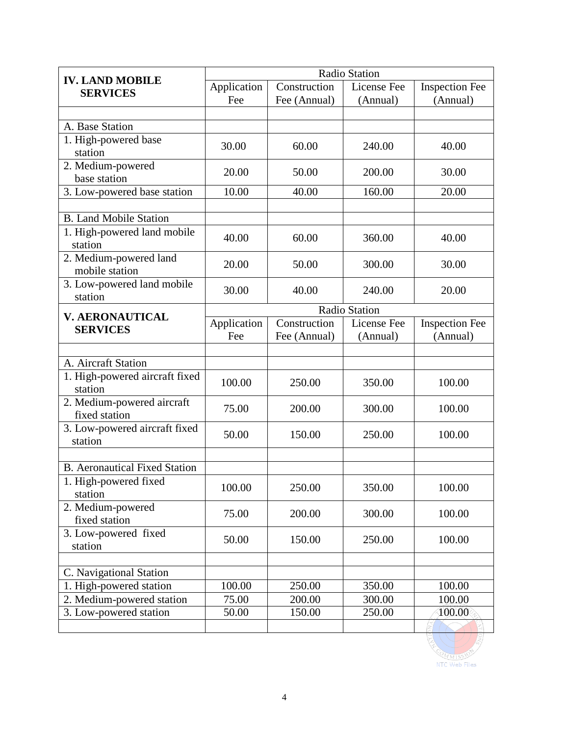| IV. LAND MOBILE SERVICES | Radio Station | | | |
|---|---|---|---|---|
| | Application Fee | Construction Fee (Annual) | License Fee (Annual) | Inspection Fee (Annual) |
| | | | | |
| A. Base Station | | | | |
| 1. High-powered base station | 30.00 | 60.00 | 240.00 | 40.00 |
| 2. Medium-powered base station | 20.00 | 50.00 | 200.00 | 30.00 |
| 3. Low-powered base station | 10.00 | 40.00 | 160.00 | 20.00 |
| | | | | |
| B. Land Mobile Station | | | | |
| 1. High-powered land mobile station | 40.00 | 60.00 | 360.00 | 40.00 |
| 2. Medium-powered land mobile station | 20.00 | 50.00 | 300.00 | 30.00 |
| 3. Low-powered land mobile station | 30.00 | 40.00 | 240.00 | 20.00 |

| V. AERONAUTICAL SERVICES | Radio Station | | | |
|---|---|---|---|---|
| | Application Fee | Construction Fee (Annual) | License Fee (Annual) | Inspection Fee (Annual) |
| | | | | |
| A. Aircraft Station | | | | |
| 1. High-powered aircraft fixed station | 100.00 | 250.00 | 350.00 | 100.00 |
| 2. Medium-powered aircraft fixed station | 75.00 | 200.00 | 300.00 | 100.00 |
| 3. Low-powered aircraft fixed station | 50.00 | 150.00 | 250.00 | 100.00 |
| | | | | |
| B. Aeronautical Fixed Station | | | | |
| 1. High-powered fixed station | 100.00 | 250.00 | 350.00 | 100.00 |
| 2. Medium-powered fixed station | 75.00 | 200.00 | 300.00 | 100.00 |
| 3. Low-powered fixed station | 50.00 | 150.00 | 250.00 | 100.00 |
| | | | | |
| C. Navigational Station | | | | |
| 1. High-powered station | 100.00 | 250.00 | 350.00 | 100.00 |
| 2. Medium-powered station | 75.00 | 200.00 | 300.00 | 100.00 |
| 3. Low-powered station | 50.00 | 150.00 | 250.00 | 100.00 |
| | | | | |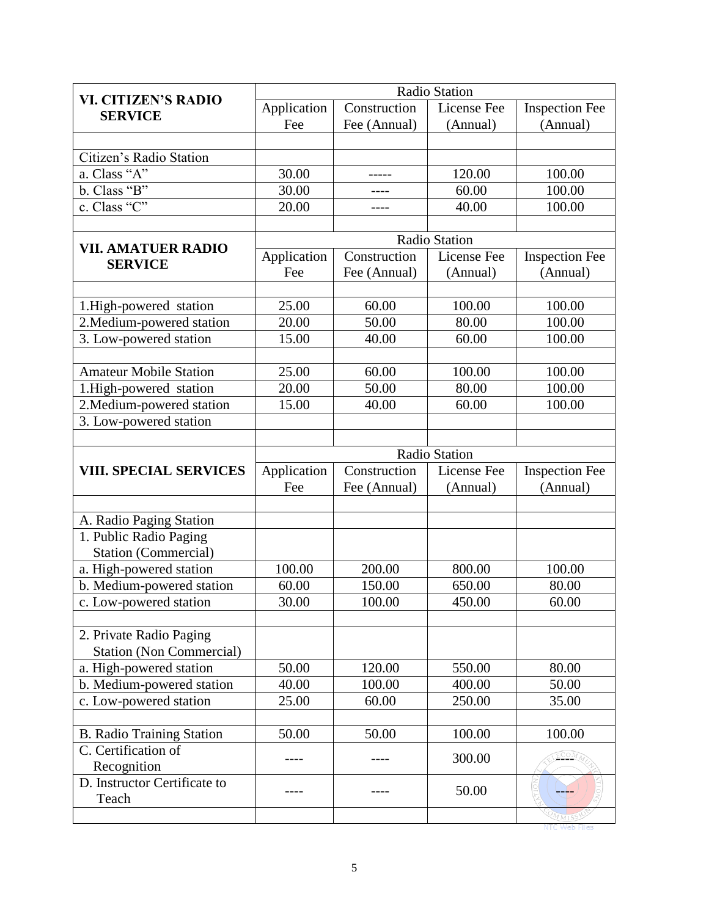| VI. CITIZEN'S RADIO SERVICE | Radio Station | | | |
|---|---|---|---|---|
| | Application Fee | Construction Fee (Annual) | License Fee (Annual) | Inspection Fee (Annual) |
| | | | | |
| Citizen's Radio Station | | | | |
| a. Class "A" | 30.00 | ----- | 120.00 | 100.00 |
| b. Class "B" | 30.00 | ---- | 60.00 | 100.00 |
| c. Class "C" | 20.00 | ---- | 40.00 | 100.00 |
| | | | | |

| VII. AMATUER RADIO SERVICE | Radio Station | | | |
|---|---|---|---|---|
| | Application Fee | Construction Fee (Annual) | License Fee (Annual) | Inspection Fee (Annual) |
| | | | | |
| 1.High-powered station | 25.00 | 60.00 | 100.00 | 100.00 |
| 2.Medium-powered station | 20.00 | 50.00 | 80.00 | 100.00 |
| 3. Low-powered station | 15.00 | 40.00 | 60.00 | 100.00 |
| | | | | |
| Amateur Mobile Station | 25.00 | 60.00 | 100.00 | 100.00 |
| 1.High-powered station | 20.00 | 50.00 | 80.00 | 100.00 |
| 2.Medium-powered station | 15.00 | 40.00 | 60.00 | 100.00 |
| 3. Low-powered station | | | | |
| | | | | |

| VIII. SPECIAL SERVICES | Radio Station | | | |
|---|---|---|---|---|
| | Application Fee | Construction Fee (Annual) | License Fee (Annual) | Inspection Fee (Annual) |
| | | | | |
| A. Radio Paging Station | | | | |
| 1. Public Radio Paging Station (Commercial) | | | | |
| a. High-powered station | 100.00 | 200.00 | 800.00 | 100.00 |
| b. Medium-powered station | 60.00 | 150.00 | 650.00 | 80.00 |
| c. Low-powered station | 30.00 | 100.00 | 450.00 | 60.00 |
| | | | | |
| 2. Private Radio Paging Station (Non Commercial) | | | | |
| a. High-powered station | 50.00 | 120.00 | 550.00 | 80.00 |
| b. Medium-powered station | 40.00 | 100.00 | 400.00 | 50.00 |
| c. Low-powered station | 25.00 | 60.00 | 250.00 | 35.00 |
| | | | | |
| B. Radio Training Station | 50.00 | 50.00 | 100.00 | 100.00 |
| C. Certification of Recognition | ---- | ---- | 300.00 | ---- |
| D. Instructor Certificate to Teach | ---- | ---- | 50.00 | ---- |
| | | | | |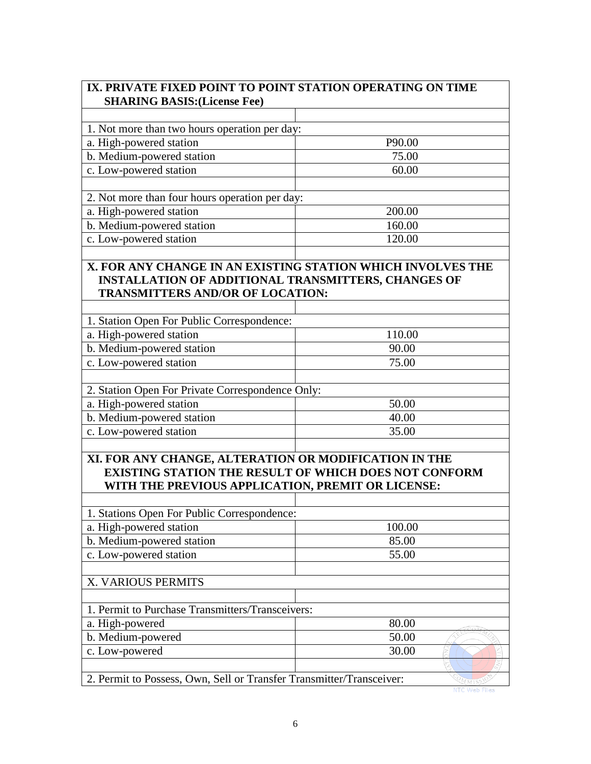| IX. PRIVATE FIXED POINT TO POINT STATION OPERATING ON TIME SHARING BASIS:(License Fee) | |
|---|---|
| | |
| 1. Not more than two hours operation per day: | |
| a. High-powered station | P90.00 |
| b. Medium-powered station | 75.00 |
| c. Low-powered station | 60.00 |
| | |
| 2. Not more than four hours operation per day: | |
| a. High-powered station | 200.00 |
| b. Medium-powered station | 160.00 |
| c. Low-powered station | 120.00 |
| | |
| **X. FOR ANY CHANGE IN AN EXISTING STATION WHICH INVOLVES THE INSTALLATION OF ADDITIONAL TRANSMITTERS, CHANGES OF TRANSMITTERS AND/OR OF LOCATION:** | |
| | |
| 1. Station Open For Public Correspondence: | |
| a. High-powered station | 110.00 |
| b. Medium-powered station | 90.00 |
| c. Low-powered station | 75.00 |
| | |
| 2. Station Open For Private Correspondence Only: | |
| a. High-powered station | 50.00 |
| b. Medium-powered station | 40.00 |
| c. Low-powered station | 35.00 |
| | |
| **XI. FOR ANY CHANGE, ALTERATION OR MODIFICATION IN THE EXISTING STATION THE RESULT OF WHICH DOES NOT CONFORM WITH THE PREVIOUS APPLICATION, PREMIT OR LICENSE:** | |
| | |
| 1. Stations Open For Public Correspondence: | |
| a. High-powered station | 100.00 |
| b. Medium-powered station | 85.00 |
| c. Low-powered station | 55.00 |
| | |
| X. VARIOUS PERMITS | |
| | |
| 1. Permit to Purchase Transmitters/Transceivers: | |
| a. High-powered | 80.00 |
| b. Medium-powered | 50.00 |
| c. Low-powered | 30.00 |
| | |
| 2. Permit to Possess, Own, Sell or Transfer Transmitter/Transceiver: | |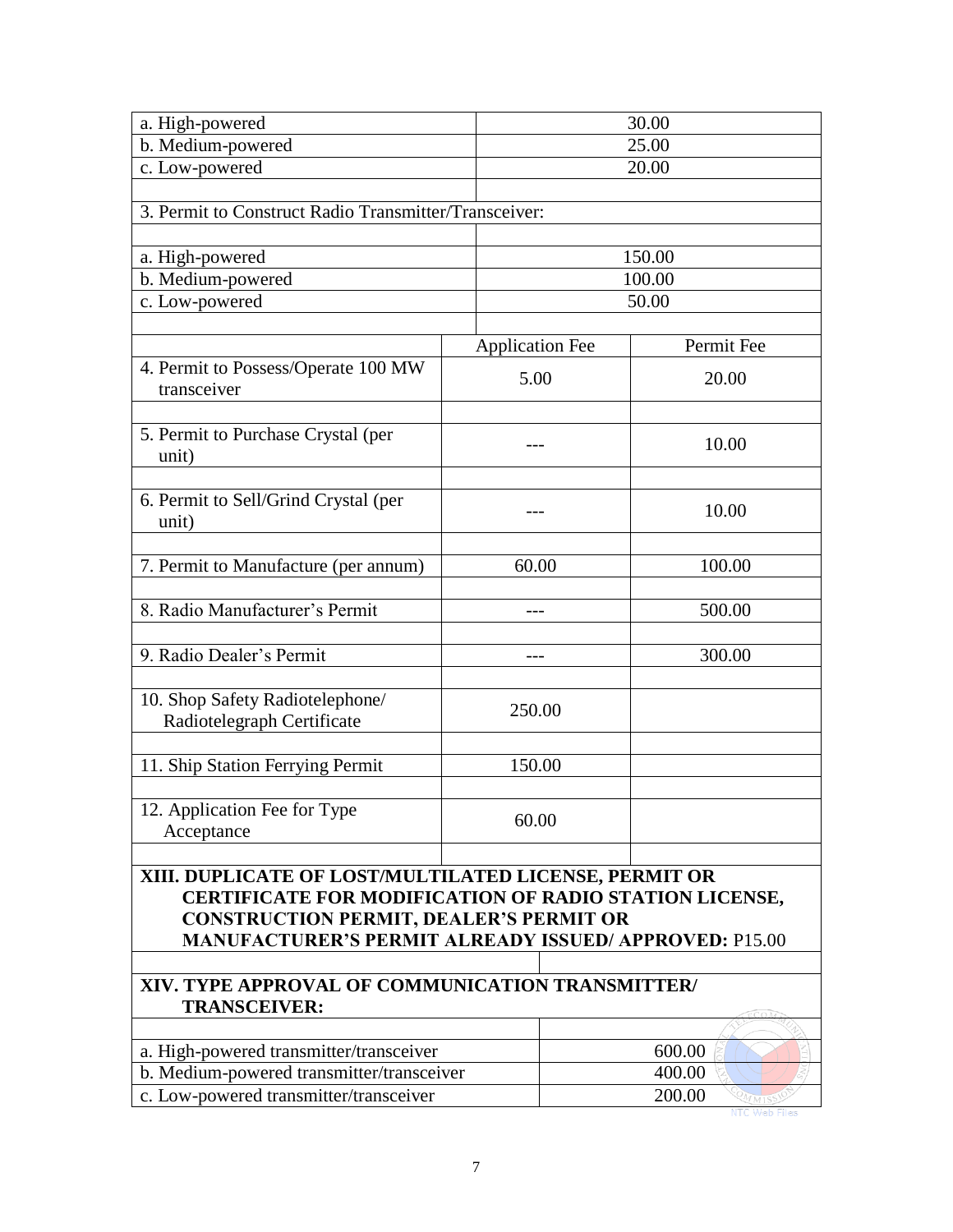| | | |
|---|---|---|
| a. High-powered | 30.00 | |
| b. Medium-powered | 25.00 | |
| c. Low-powered | 20.00 | |
| | | |
| 3. Permit to Construct Radio Transmitter/Transceiver: | | |
| | | |
| a. High-powered | 150.00 | |
| b. Medium-powered | 100.00 | |
| c. Low-powered | 50.00 | |
| | | |
| | Application Fee | Permit Fee |
| 4. Permit to Possess/Operate 100 MW transceiver | 5.00 | 20.00 |
| | | |
| 5. Permit to Purchase Crystal (per unit) | --- | 10.00 |
| | | |
| 6. Permit to Sell/Grind Crystal (per unit) | --- | 10.00 |
| | | |
| 7. Permit to Manufacture (per annum) | 60.00 | 100.00 |
| | | |
| 8. Radio Manufacturer's Permit | --- | 500.00 |
| | | |
| 9. Radio Dealer's Permit | --- | 300.00 |
| | | |
| 10. Shop Safety Radiotelephone/ Radiotelegraph Certificate | 250.00 | |
| | | |
| 11. Ship Station Ferrying Permit | 150.00 | |
| | | |
| 12. Application Fee for Type Acceptance | 60.00 | |

**XIII. DUPLICATE OF LOST/MULTILATED LICENSE, PERMIT OR CERTIFICATE FOR MODIFICATION OF RADIO STATION LICENSE, CONSTRUCTION PERMIT, DEALER'S PERMIT OR MANUFACTURER'S PERMIT ALREADY ISSUED/ APPROVED:** P15.00

**XIV. TYPE APPROVAL OF COMMUNICATION TRANSMITTER/ TRANSCEIVER:**

| | |
|---|---|
| a. High-powered transmitter/transceiver | 600.00 |
| b. Medium-powered transmitter/transceiver | 400.00 |
| c. Low-powered transmitter/transceiver | 200.00 |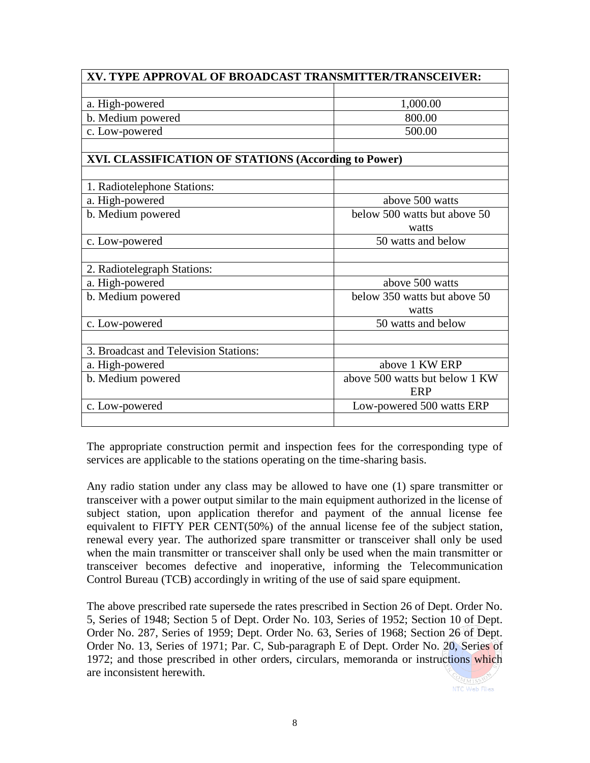| XV. TYPE APPROVAL OF BROADCAST TRANSMITTER/TRANSCEIVER: | |
|---|---|
| | |
| a. High-powered | 1,000.00 |
| b. Medium powered | 800.00 |
| c. Low-powered | 500.00 |
| | |
| **XVI. CLASSIFICATION OF STATIONS (According to Power)** | |
| | |
| 1. Radiotelephone Stations: | |
| a. High-powered | above 500 watts |
| b. Medium powered | below 500 watts but above 50 watts |
| c. Low-powered | 50 watts and below |
| | |
| 2. Radiotelegraph Stations: | |
| a. High-powered | above 500 watts |
| b. Medium powered | below 350 watts but above 50 watts |
| c. Low-powered | 50 watts and below |
| | |
| 3. Broadcast and Television Stations: | |
| a. High-powered | above 1 KW ERP |
| b. Medium powered | above 500 watts but below 1 KW ERP |
| c. Low-powered | Low-powered 500 watts ERP |
| | |

The appropriate construction permit and inspection fees for the corresponding type of services are applicable to the stations operating on the time-sharing basis.

Any radio station under any class may be allowed to have one (1) spare transmitter or transceiver with a power output similar to the main equipment authorized in the license of subject station, upon application therefor and payment of the annual license fee equivalent to FIFTY PER CENT(50%) of the annual license fee of the subject station, renewal every year. The authorized spare transmitter or transceiver shall only be used when the main transmitter or transceiver shall only be used when the main transmitter or transceiver becomes defective and inoperative, informing the Telecommunication Control Bureau (TCB) accordingly in writing of the use of said spare equipment.

The above prescribed rate supersede the rates prescribed in Section 26 of Dept. Order No. 5, Series of 1948; Section 5 of Dept. Order No. 103, Series of 1952; Section 10 of Dept. Order No. 287, Series of 1959; Dept. Order No. 63, Series of 1968; Section 26 of Dept. Order No. 13, Series of 1971; Par. C, Sub-paragraph E of Dept. Order No. 20, Series of 1972; and those prescribed in other orders, circulars, memoranda or instructions which are inconsistent herewith.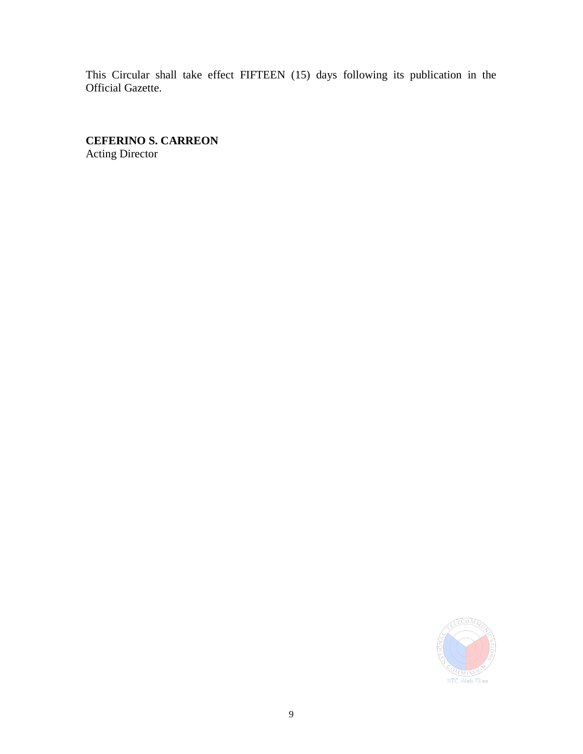This Circular shall take effect FIFTEEN (15) days following its publication in the Official Gazette.

**CEFERINO S. CARREON**
Acting Director